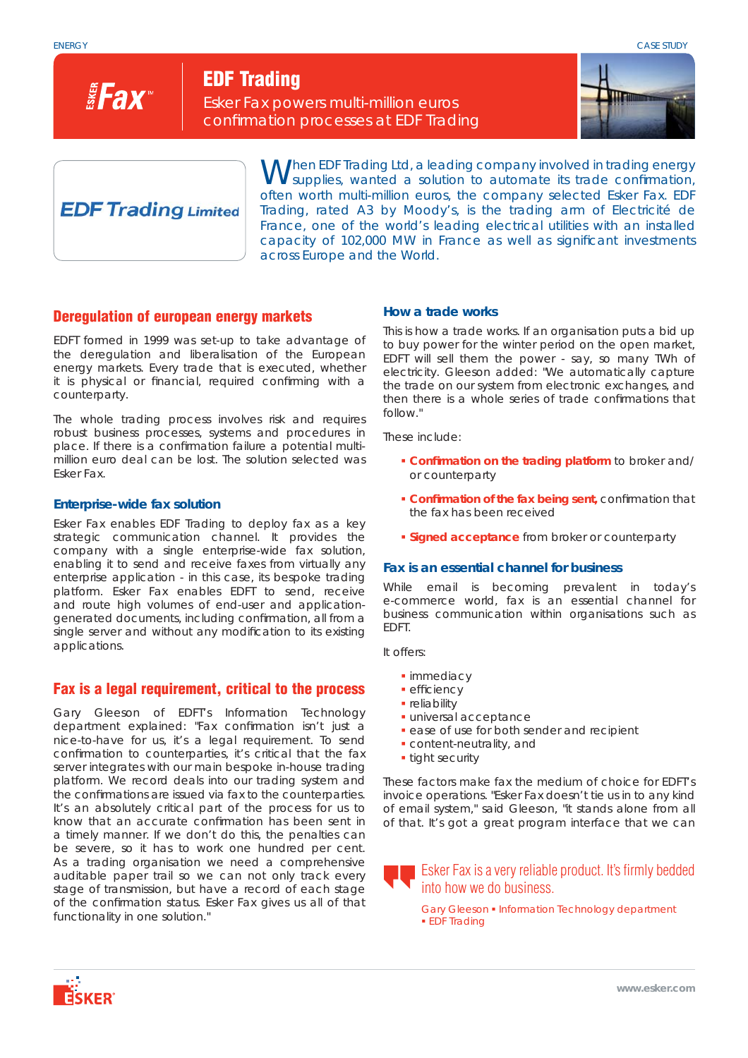ENERGY

CASE STUDY

# EDF Trading

Esker Fax powers multi-million euros confirmation processes at EDF Trading

EDF Trading Limited

When EDF Trading Ltd, a leading company involved in trading energy supplies, wanted a solution to automate its trade confirmation, often worth multi-million euros, the company selected Esker Fax. EDF Trading, rated A3 by Moody's, is the trading arm of Electricité de France, one of the world's leading electrical utilities with an installed capacity of 102,000 MW in France as well as significant investments across Europe and the World.

## Deregulation of european energy markets

EDFT formed in 1999 was set-up to take advantage of the deregulation and liberalisation of the European energy markets. Every trade that is executed, whether it is physical or financial, required confirming with a counterparty.

The whole trading process involves risk and requires robust business processes, systems and procedures in place. If there is a confirmation failure a potential multi-million euro deal can be lost. The solution selected was Esker Fax.

### Enterprise-wide fax solution

Esker Fax enables EDF Trading to deploy fax as a key strategic communication channel. It provides the company with a single enterprise-wide fax solution, enabling it to send and receive faxes from virtually any enterprise application - in this case, its bespoke trading platform. Esker Fax enables EDFT to send, receive and route high volumes of end-user and application-generated documents, including confirmation, all from a single server and without any modification to its existing applications.

## Fax is a legal requirement, critical to the process

Gary Gleeson of EDFT's Information Technology department explained: "Fax confirmation isn't just a nice-to-have for us, it's a legal requirement. To send confirmation to counterparties, it's critical that the fax server integrates with our main bespoke in-house trading platform. We record deals into our trading system and the confirmations are issued via fax to the counterparties. It's an absolutely critical part of the process for us to know that an accurate confirmation has been sent in a timely manner. If we don't do this, the penalties can be severe, so it has to work one hundred per cent. As a trading organisation we need a comprehensive auditable paper trail so we can not only track every stage of transmission, but have a record of each stage of the confirmation status. Esker Fax gives us all of that functionality in one solution."

### How a trade works

This is how a trade works. If an organisation puts a bid up to buy power for the winter period on the open market, EDFT will sell them the power - say, so many TWh of electricity. Gleeson added: "We automatically capture the trade on our system from electronic exchanges, and then there is a whole series of trade confirmations that follow."

These include:

- **Confirmation on the trading platform** to broker and/ or counterparty
- **Confirmation of the fax being sent,** confirmation that the fax has been received
- **Signed acceptance** from broker or counterparty

### Fax is an essential channel for business

While email is becoming prevalent in today's e-commerce world, fax is an essential channel for business communication within organisations such as EDFT.

It offers:

- immediacy
- efficiency
- reliability
- universal acceptance
- ease of use for both sender and recipient
- content-neutrality, and
- tight security

These factors make fax the medium of choice for EDFT's invoice operations. "Esker Fax doesn't tie us in to any kind of email system," said Gleeson, "it stands alone from all of that. It's got a great program interface that we can

> Esker Fax is a very reliable product. It's firmly bedded into how we do business.
>
> Gary Gleeson ▪ Information Technology department ▪ EDF Trading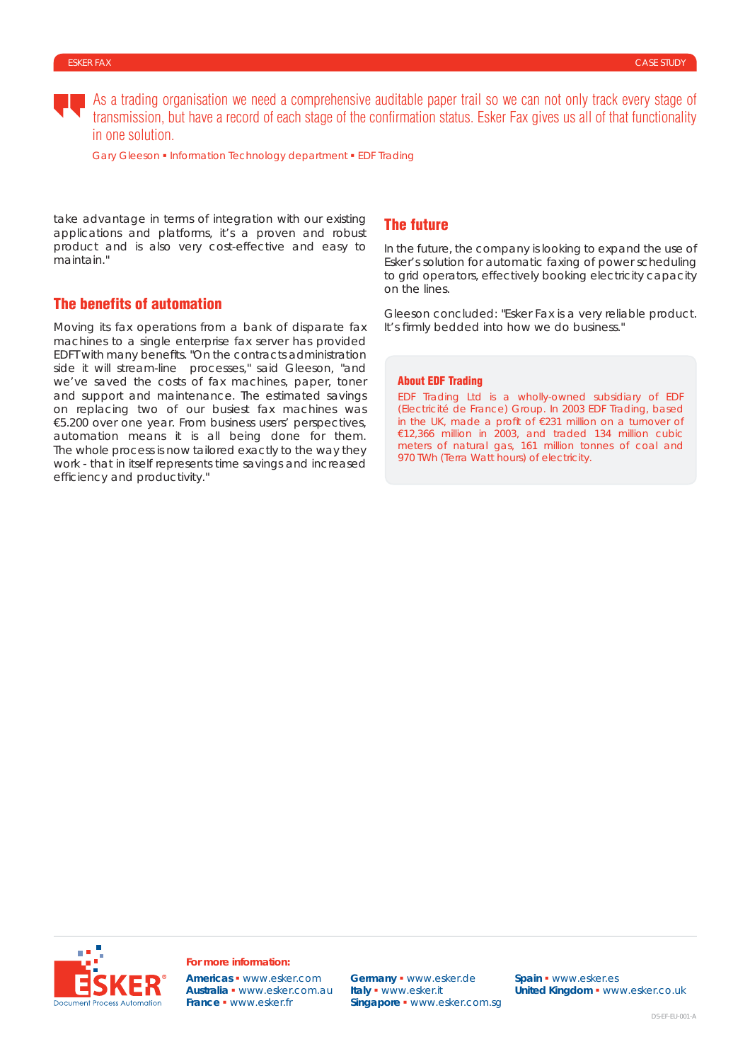> As a trading organisation we need a comprehensive auditable paper trail so we can not only track every stage of transmission, but have a record of each stage of the confirmation status. Esker Fax gives us all of that functionality in one solution.
>
> Gary Gleeson ▪ Information Technology department ▪ EDF Trading

take advantage in terms of integration with our existing applications and platforms, it's a proven and robust product and is also very cost-effective and easy to maintain."

## The benefits of automation

Moving its fax operations from a bank of disparate fax machines to a single enterprise fax server has provided EDFT with many benefits. "On the contracts administration side it will stream-line processes," said Gleeson, "and we've saved the costs of fax machines, paper, toner and support and maintenance. The estimated savings on replacing two of our busiest fax machines was €5.200 over one year. From business users' perspectives, automation means it is all being done for them. The whole process is now tailored exactly to the way they work - that in itself represents time savings and increased efficiency and productivity."

## The future

In the future, the company is looking to expand the use of Esker's solution for automatic faxing of power scheduling to grid operators, effectively booking electricity capacity on the lines.

Gleeson concluded: "Esker Fax is a very reliable product. It's firmly bedded into how we do business."

### About EDF Trading

EDF Trading Ltd is a wholly-owned subsidiary of EDF (Electricité de France) Group. In 2003 EDF Trading, based in the UK, made a profit of €231 million on a turnover of €12,366 million in 2003, and traded 134 million cubic meters of natural gas, 161 million tonnes of coal and 970 TWh (Terra Watt hours) of electricity.

**For more information:**

**Americas** ▪ www.esker.com
**Australia** ▪ www.esker.com.au
**France** ▪ www.esker.fr
**Germany** ▪ www.esker.de
**Italy** ▪ www.esker.it
**Singapore** ▪ www.esker.com.sg
**Spain** ▪ www.esker.es
**United Kingdom** ▪ www.esker.co.uk

DS-EF-EU-001-A